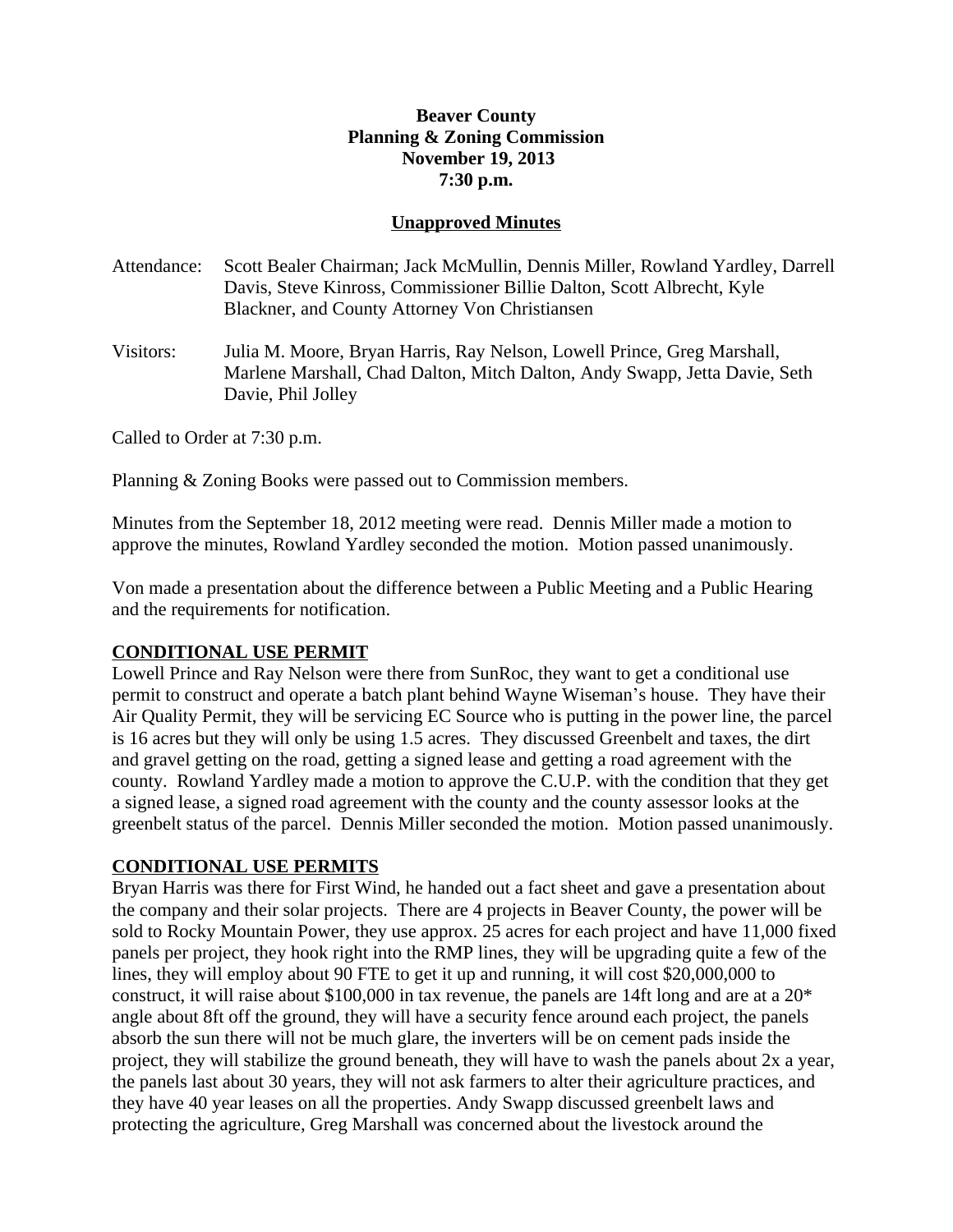**Beaver County**
**Planning & Zoning Commission**
**November 19, 2013**
**7:30 p.m.**

**Unapproved Minutes**

Attendance: Scott Bealer Chairman; Jack McMullin, Dennis Miller, Rowland Yardley, Darrell Davis, Steve Kinross, Commissioner Billie Dalton, Scott Albrecht, Kyle Blackner, and County Attorney Von Christiansen

Visitors: Julia M. Moore, Bryan Harris, Ray Nelson, Lowell Prince, Greg Marshall, Marlene Marshall, Chad Dalton, Mitch Dalton, Andy Swapp, Jetta Davie, Seth Davie, Phil Jolley

Called to Order at 7:30 p.m.

Planning & Zoning Books were passed out to Commission members.

Minutes from the September 18, 2012 meeting were read. Dennis Miller made a motion to approve the minutes, Rowland Yardley seconded the motion. Motion passed unanimously.

Von made a presentation about the difference between a Public Meeting and a Public Hearing and the requirements for notification.

**CONDITIONAL USE PERMIT**

Lowell Prince and Ray Nelson were there from SunRoc, they want to get a conditional use permit to construct and operate a batch plant behind Wayne Wiseman's house. They have their Air Quality Permit, they will be servicing EC Source who is putting in the power line, the parcel is 16 acres but they will only be using 1.5 acres. They discussed Greenbelt and taxes, the dirt and gravel getting on the road, getting a signed lease and getting a road agreement with the county. Rowland Yardley made a motion to approve the C.U.P. with the condition that they get a signed lease, a signed road agreement with the county and the county assessor looks at the greenbelt status of the parcel. Dennis Miller seconded the motion. Motion passed unanimously.

**CONDITIONAL USE PERMITS**

Bryan Harris was there for First Wind, he handed out a fact sheet and gave a presentation about the company and their solar projects. There are 4 projects in Beaver County, the power will be sold to Rocky Mountain Power, they use approx. 25 acres for each project and have 11,000 fixed panels per project, they hook right into the RMP lines, they will be upgrading quite a few of the lines, they will employ about 90 FTE to get it up and running, it will cost $20,000,000 to construct, it will raise about $100,000 in tax revenue, the panels are 14ft long and are at a 20* angle about 8ft off the ground, they will have a security fence around each project, the panels absorb the sun there will not be much glare, the inverters will be on cement pads inside the project, they will stabilize the ground beneath, they will have to wash the panels about 2x a year, the panels last about 30 years, they will not ask farmers to alter their agriculture practices, and they have 40 year leases on all the properties. Andy Swapp discussed greenbelt laws and protecting the agriculture, Greg Marshall was concerned about the livestock around the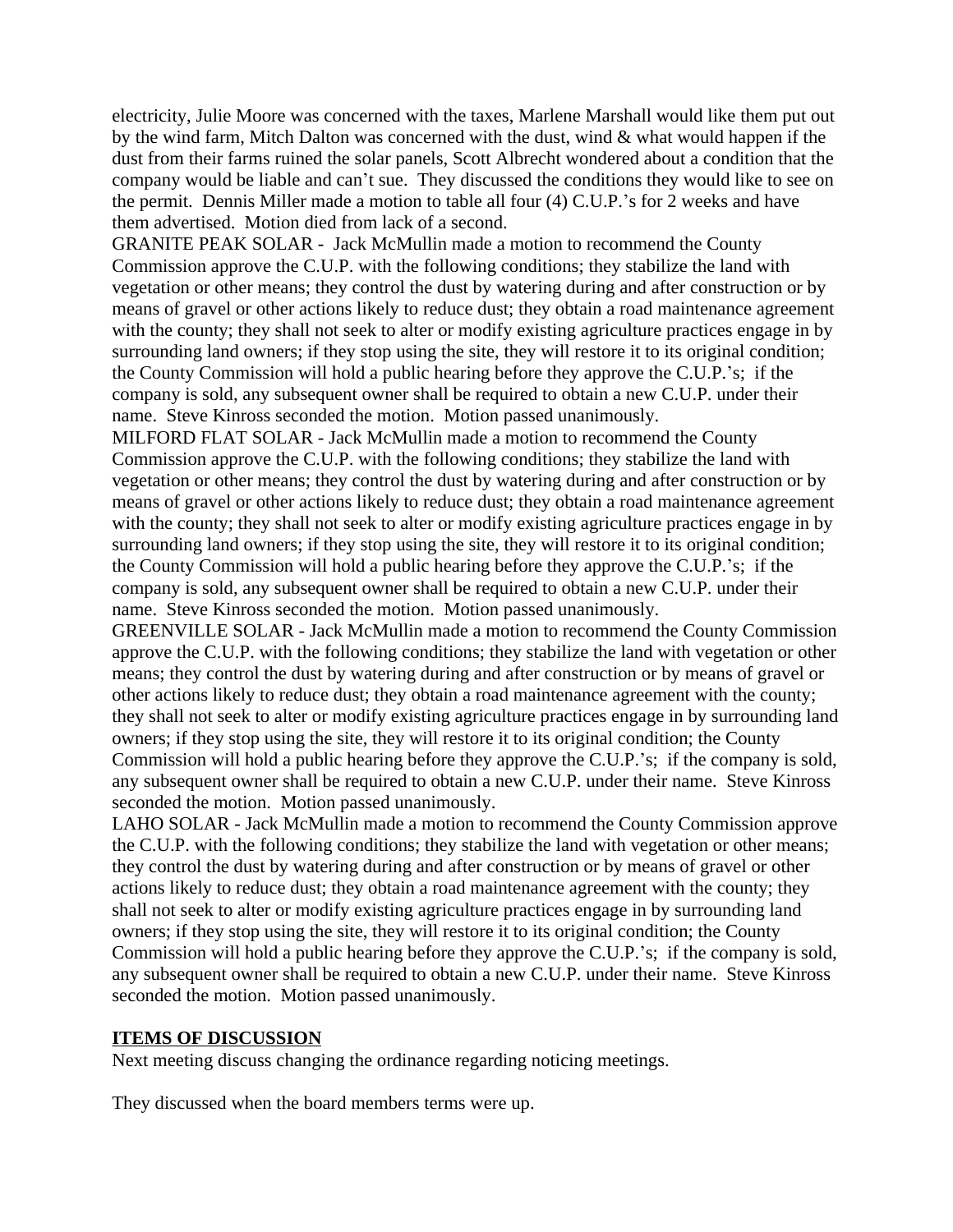electricity, Julie Moore was concerned with the taxes, Marlene Marshall would like them put out by the wind farm, Mitch Dalton was concerned with the dust, wind & what would happen if the dust from their farms ruined the solar panels, Scott Albrecht wondered about a condition that the company would be liable and can't sue. They discussed the conditions they would like to see on the permit. Dennis Miller made a motion to table all four (4) C.U.P.'s for 2 weeks and have them advertised. Motion died from lack of a second.

GRANITE PEAK SOLAR - Jack McMullin made a motion to recommend the County Commission approve the C.U.P. with the following conditions; they stabilize the land with vegetation or other means; they control the dust by watering during and after construction or by means of gravel or other actions likely to reduce dust; they obtain a road maintenance agreement with the county; they shall not seek to alter or modify existing agriculture practices engage in by surrounding land owners; if they stop using the site, they will restore it to its original condition; the County Commission will hold a public hearing before they approve the C.U.P.'s; if the company is sold, any subsequent owner shall be required to obtain a new C.U.P. under their name. Steve Kinross seconded the motion. Motion passed unanimously.

MILFORD FLAT SOLAR - Jack McMullin made a motion to recommend the County Commission approve the C.U.P. with the following conditions; they stabilize the land with vegetation or other means; they control the dust by watering during and after construction or by means of gravel or other actions likely to reduce dust; they obtain a road maintenance agreement with the county; they shall not seek to alter or modify existing agriculture practices engage in by surrounding land owners; if they stop using the site, they will restore it to its original condition; the County Commission will hold a public hearing before they approve the C.U.P.'s; if the company is sold, any subsequent owner shall be required to obtain a new C.U.P. under their name. Steve Kinross seconded the motion. Motion passed unanimously.

GREENVILLE SOLAR - Jack McMullin made a motion to recommend the County Commission approve the C.U.P. with the following conditions; they stabilize the land with vegetation or other means; they control the dust by watering during and after construction or by means of gravel or other actions likely to reduce dust; they obtain a road maintenance agreement with the county; they shall not seek to alter or modify existing agriculture practices engage in by surrounding land owners; if they stop using the site, they will restore it to its original condition; the County Commission will hold a public hearing before they approve the C.U.P.'s; if the company is sold, any subsequent owner shall be required to obtain a new C.U.P. under their name. Steve Kinross seconded the motion. Motion passed unanimously.

LAHO SOLAR - Jack McMullin made a motion to recommend the County Commission approve the C.U.P. with the following conditions; they stabilize the land with vegetation or other means; they control the dust by watering during and after construction or by means of gravel or other actions likely to reduce dust; they obtain a road maintenance agreement with the county; they shall not seek to alter or modify existing agriculture practices engage in by surrounding land owners; if they stop using the site, they will restore it to its original condition; the County Commission will hold a public hearing before they approve the C.U.P.'s; if the company is sold, any subsequent owner shall be required to obtain a new C.U.P. under their name. Steve Kinross seconded the motion. Motion passed unanimously.

**ITEMS OF DISCUSSION**

Next meeting discuss changing the ordinance regarding noticing meetings.

They discussed when the board members terms were up.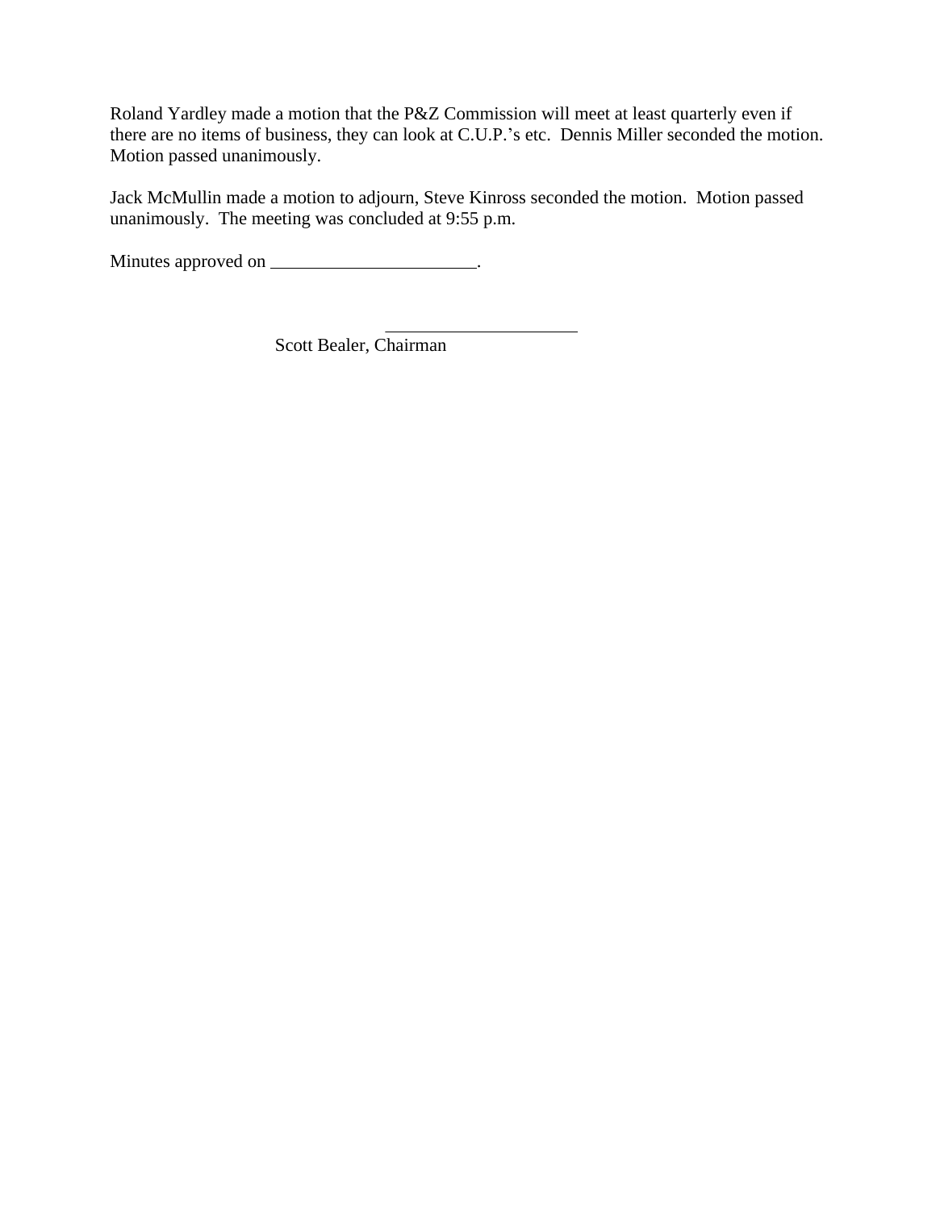Roland Yardley made a motion that the P&Z Commission will meet at least quarterly even if there are no items of business, they can look at C.U.P.'s etc. Dennis Miller seconded the motion. Motion passed unanimously.

Jack McMullin made a motion to adjourn, Steve Kinross seconded the motion. Motion passed unanimously. The meeting was concluded at 9:55 p.m.

Minutes approved on \_\_\_\_\_\_\_\_\_\_\_\_\_\_\_\_\_\_\_\_\_\_\_.

\_\_\_\_\_\_\_\_\_\_\_\_\_\_\_\_\_\_\_\_\_\_

Scott Bealer, Chairman